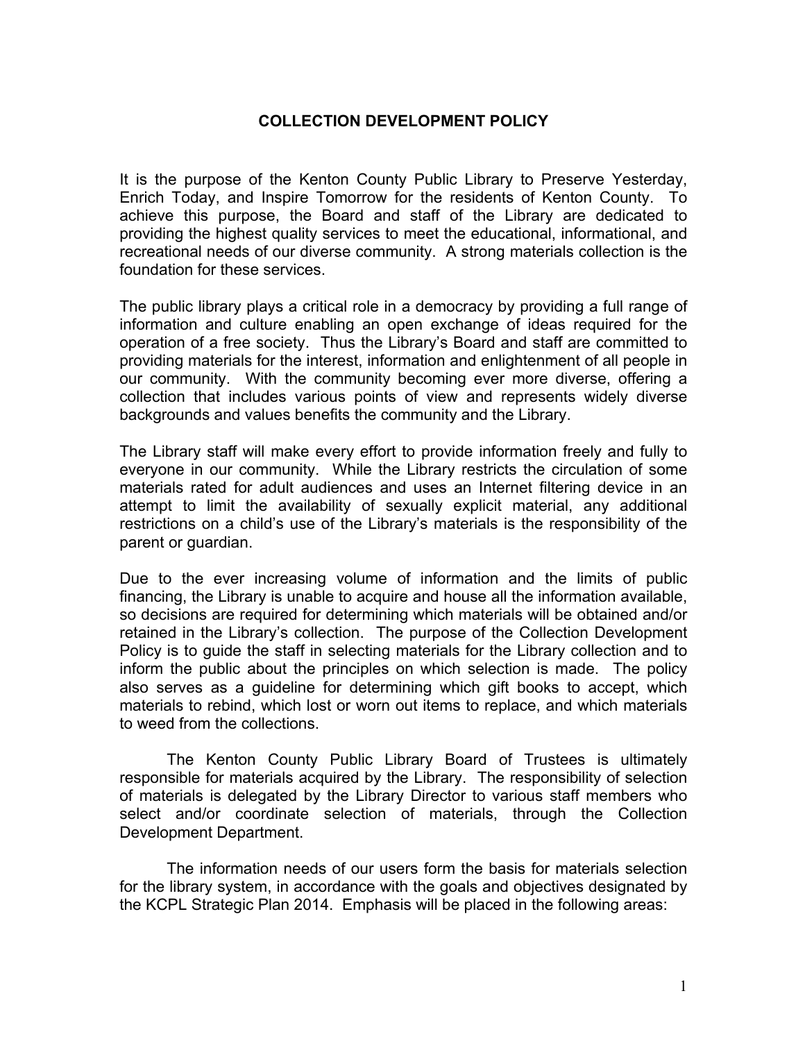# COLLECTION DEVELOPMENT POLICY

It is the purpose of the Kenton County Public Library to Preserve Yesterday, Enrich Today, and Inspire Tomorrow for the residents of Kenton County. To achieve this purpose, the Board and staff of the Library are dedicated to providing the highest quality services to meet the educational, informational, and recreational needs of our diverse community. A strong materials collection is the foundation for these services.

The public library plays a critical role in a democracy by providing a full range of information and culture enabling an open exchange of ideas required for the operation of a free society. Thus the Library's Board and staff are committed to providing materials for the interest, information and enlightenment of all people in our community. With the community becoming ever more diverse, offering a collection that includes various points of view and represents widely diverse backgrounds and values benefits the community and the Library.

The Library staff will make every effort to provide information freely and fully to everyone in our community. While the Library restricts the circulation of some materials rated for adult audiences and uses an Internet filtering device in an attempt to limit the availability of sexually explicit material, any additional restrictions on a child's use of the Library's materials is the responsibility of the parent or guardian.

Due to the ever increasing volume of information and the limits of public financing, the Library is unable to acquire and house all the information available, so decisions are required for determining which materials will be obtained and/or retained in the Library's collection. The purpose of the Collection Development Policy is to guide the staff in selecting materials for the Library collection and to inform the public about the principles on which selection is made. The policy also serves as a guideline for determining which gift books to accept, which materials to rebind, which lost or worn out items to replace, and which materials to weed from the collections.

The Kenton County Public Library Board of Trustees is ultimately responsible for materials acquired by the Library. The responsibility of selection of materials is delegated by the Library Director to various staff members who select and/or coordinate selection of materials, through the Collection Development Department.

The information needs of our users form the basis for materials selection for the library system, in accordance with the goals and objectives designated by the KCPL Strategic Plan 2014. Emphasis will be placed in the following areas: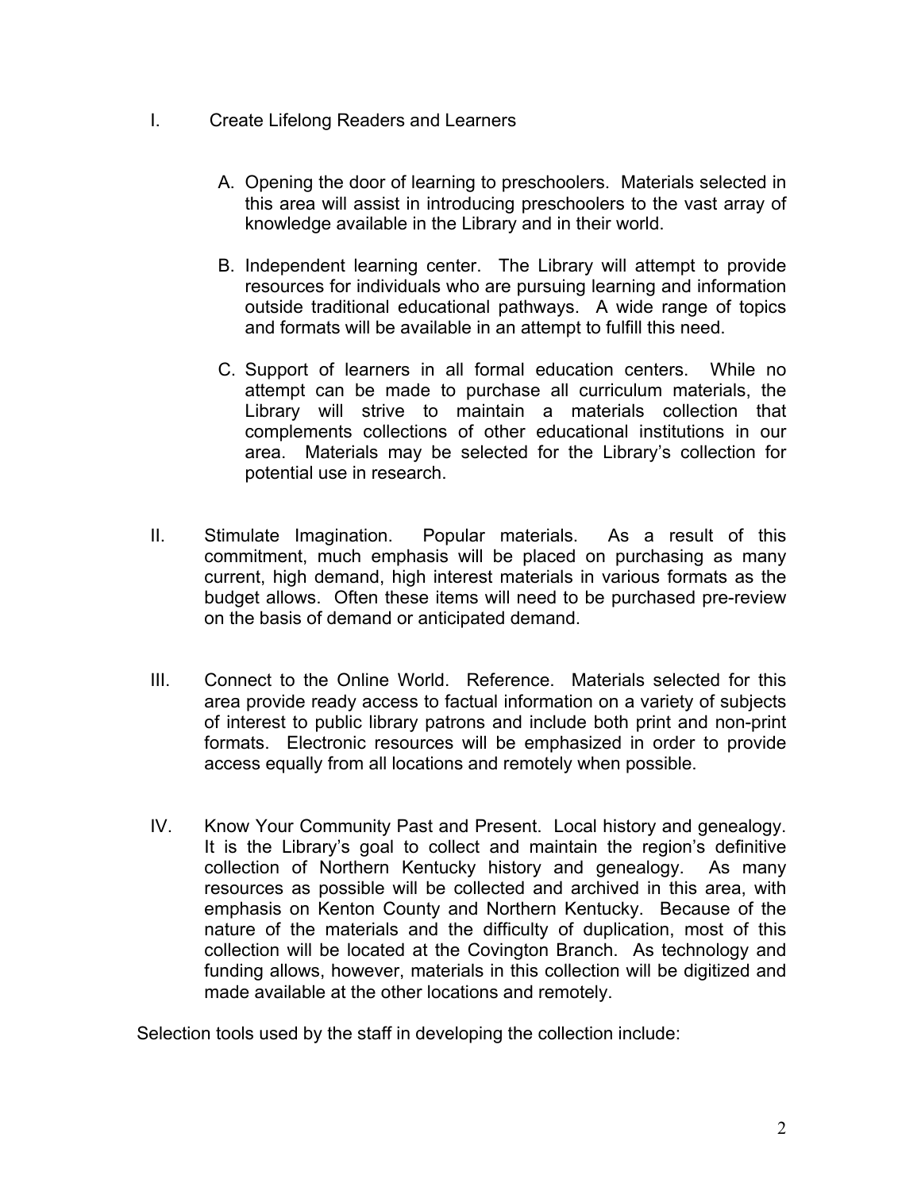I. Create Lifelong Readers and Learners

   A. Opening the door of learning to preschoolers. Materials selected in this area will assist in introducing preschoolers to the vast array of knowledge available in the Library and in their world.

   B. Independent learning center. The Library will attempt to provide resources for individuals who are pursuing learning and information outside traditional educational pathways. A wide range of topics and formats will be available in an attempt to fulfill this need.

   C. Support of learners in all formal education centers. While no attempt can be made to purchase all curriculum materials, the Library will strive to maintain a materials collection that complements collections of other educational institutions in our area. Materials may be selected for the Library's collection for potential use in research.

II. Stimulate Imagination. Popular materials. As a result of this commitment, much emphasis will be placed on purchasing as many current, high demand, high interest materials in various formats as the budget allows. Often these items will need to be purchased pre-review on the basis of demand or anticipated demand.

III. Connect to the Online World. Reference. Materials selected for this area provide ready access to factual information on a variety of subjects of interest to public library patrons and include both print and non-print formats. Electronic resources will be emphasized in order to provide access equally from all locations and remotely when possible.

IV. Know Your Community Past and Present. Local history and genealogy. It is the Library's goal to collect and maintain the region's definitive collection of Northern Kentucky history and genealogy. As many resources as possible will be collected and archived in this area, with emphasis on Kenton County and Northern Kentucky. Because of the nature of the materials and the difficulty of duplication, most of this collection will be located at the Covington Branch. As technology and funding allows, however, materials in this collection will be digitized and made available at the other locations and remotely.

Selection tools used by the staff in developing the collection include: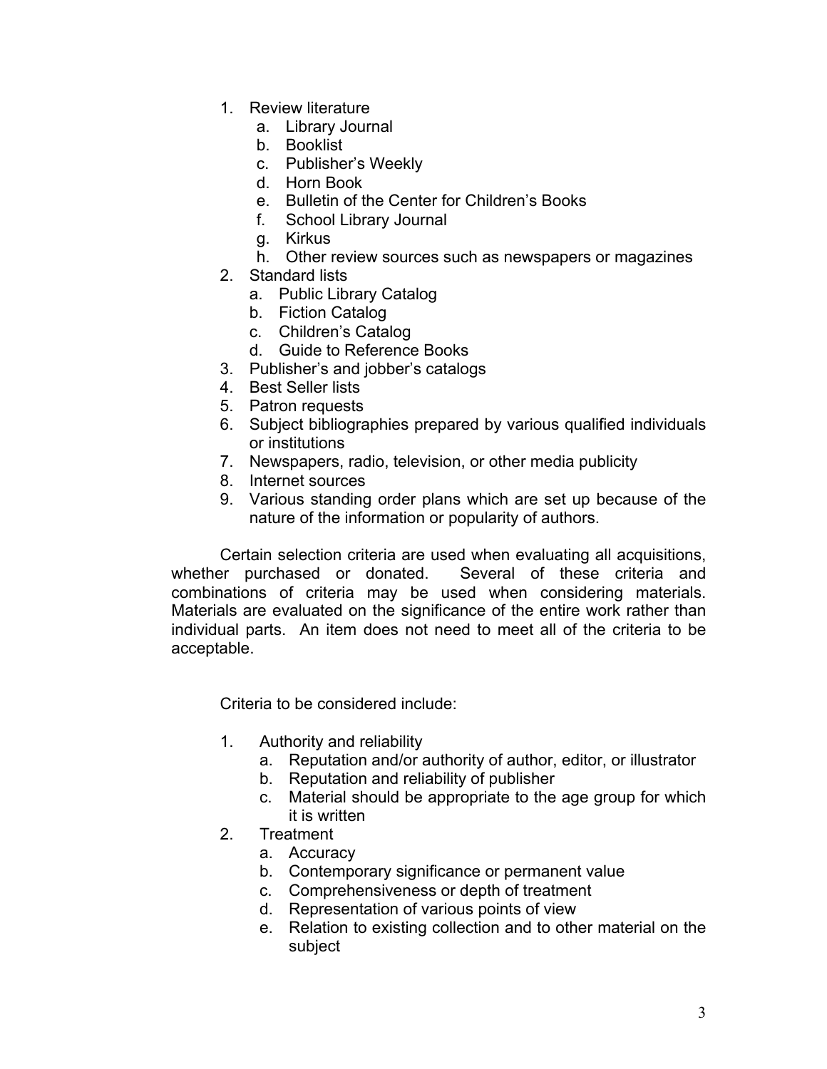1. Review literature
   a. Library Journal
   b. Booklist
   c. Publisher's Weekly
   d. Horn Book
   e. Bulletin of the Center for Children's Books
   f. School Library Journal
   g. Kirkus
   h. Other review sources such as newspapers or magazines
2. Standard lists
   a. Public Library Catalog
   b. Fiction Catalog
   c. Children's Catalog
   d. Guide to Reference Books
3. Publisher's and jobber's catalogs
4. Best Seller lists
5. Patron requests
6. Subject bibliographies prepared by various qualified individuals or institutions
7. Newspapers, radio, television, or other media publicity
8. Internet sources
9. Various standing order plans which are set up because of the nature of the information or popularity of authors.

Certain selection criteria are used when evaluating all acquisitions, whether purchased or donated. Several of these criteria and combinations of criteria may be used when considering materials. Materials are evaluated on the significance of the entire work rather than individual parts. An item does not need to meet all of the criteria to be acceptable.

Criteria to be considered include:

1. Authority and reliability
   a. Reputation and/or authority of author, editor, or illustrator
   b. Reputation and reliability of publisher
   c. Material should be appropriate to the age group for which it is written
2. Treatment
   a. Accuracy
   b. Contemporary significance or permanent value
   c. Comprehensiveness or depth of treatment
   d. Representation of various points of view
   e. Relation to existing collection and to other material on the subject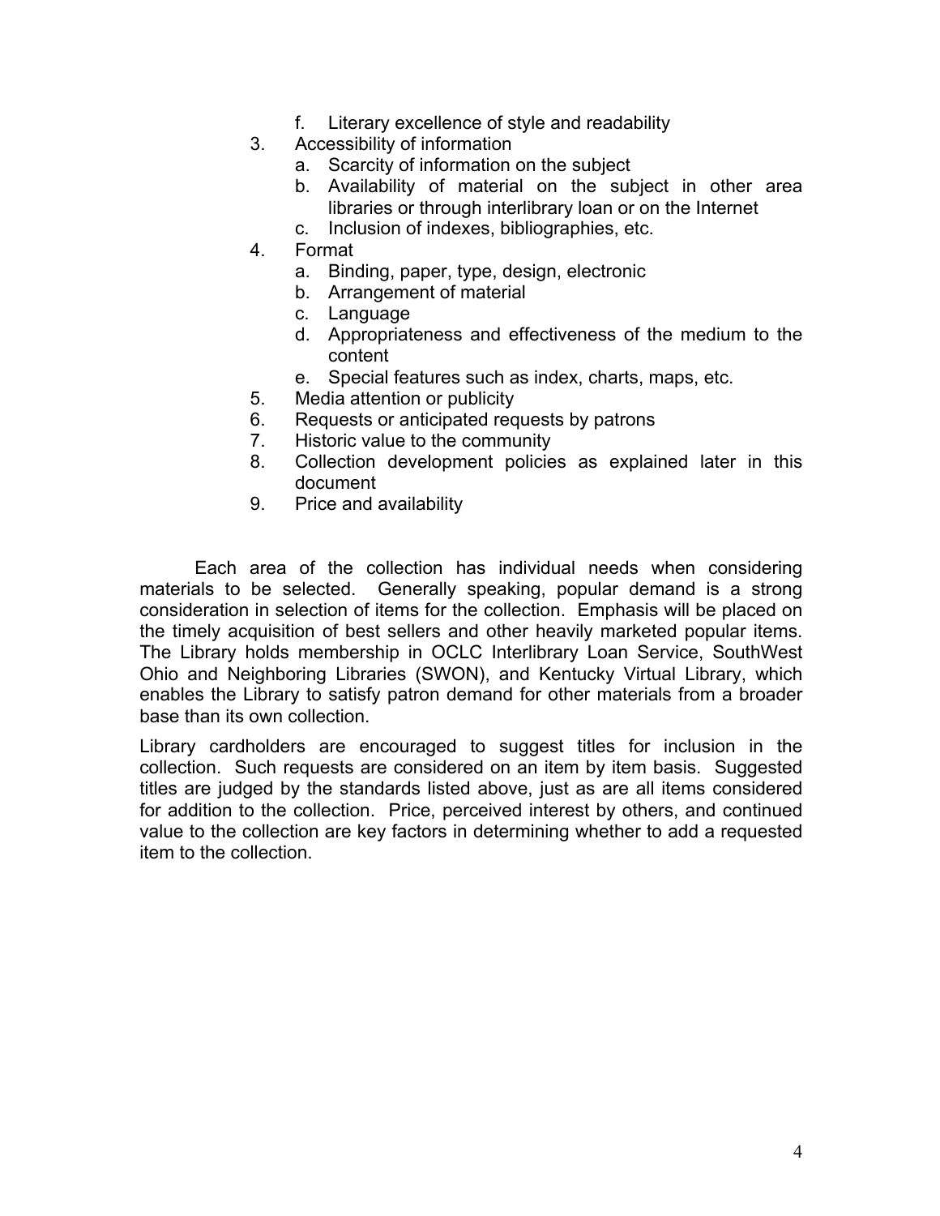f. Literary excellence of style and readability

3. Accessibility of information
   a. Scarcity of information on the subject
   b. Availability of material on the subject in other area libraries or through interlibrary loan or on the Internet
   c. Inclusion of indexes, bibliographies, etc.
4. Format
   a. Binding, paper, type, design, electronic
   b. Arrangement of material
   c. Language
   d. Appropriateness and effectiveness of the medium to the content
   e. Special features such as index, charts, maps, etc.
5. Media attention or publicity
6. Requests or anticipated requests by patrons
7. Historic value to the community
8. Collection development policies as explained later in this document
9. Price and availability

Each area of the collection has individual needs when considering materials to be selected. Generally speaking, popular demand is a strong consideration in selection of items for the collection. Emphasis will be placed on the timely acquisition of best sellers and other heavily marketed popular items. The Library holds membership in OCLC Interlibrary Loan Service, SouthWest Ohio and Neighboring Libraries (SWON), and Kentucky Virtual Library, which enables the Library to satisfy patron demand for other materials from a broader base than its own collection.

Library cardholders are encouraged to suggest titles for inclusion in the collection. Such requests are considered on an item by item basis. Suggested titles are judged by the standards listed above, just as are all items considered for addition to the collection. Price, perceived interest by others, and continued value to the collection are key factors in determining whether to add a requested item to the collection.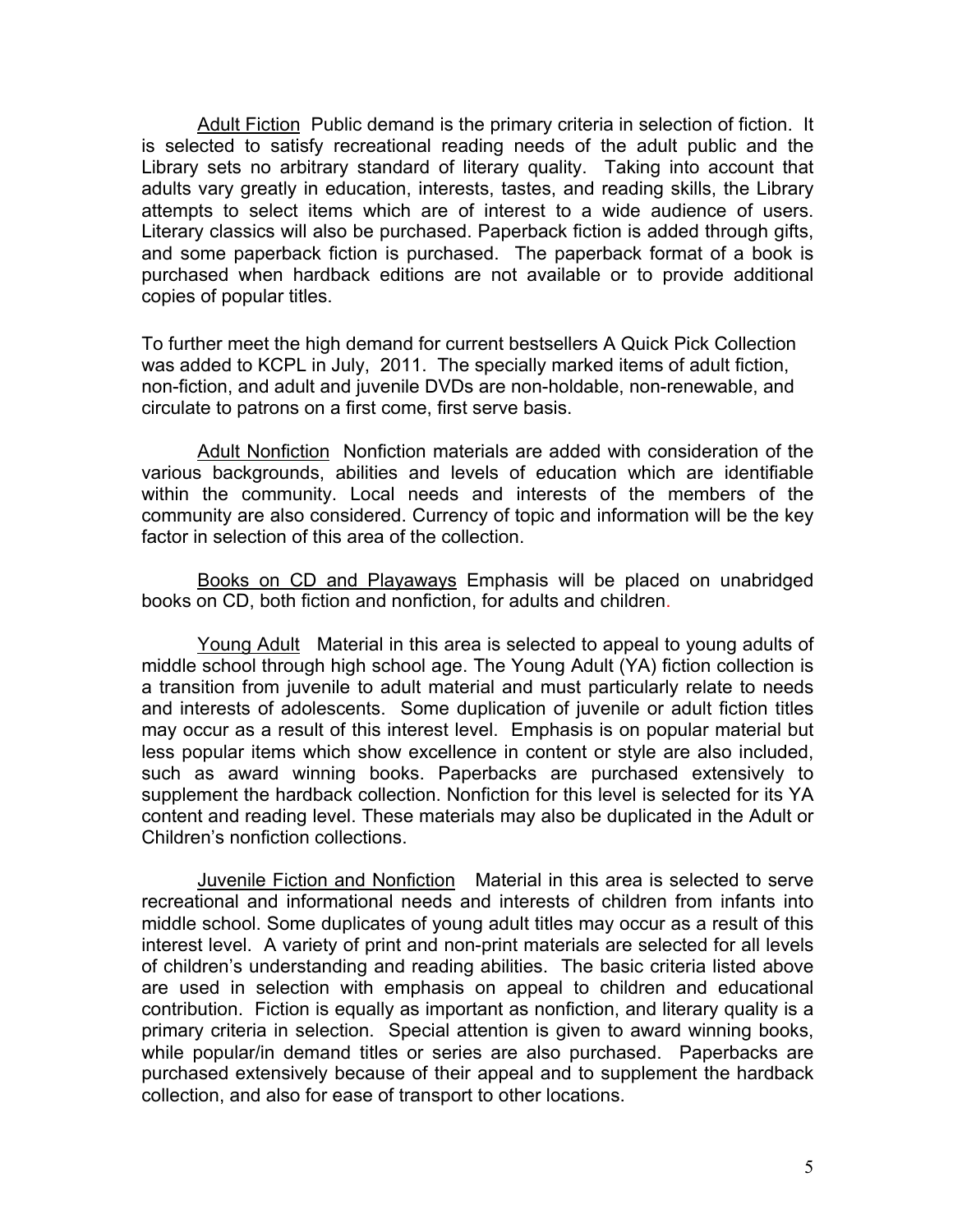Adult Fiction  Public demand is the primary criteria in selection of fiction. It is selected to satisfy recreational reading needs of the adult public and the Library sets no arbitrary standard of literary quality. Taking into account that adults vary greatly in education, interests, tastes, and reading skills, the Library attempts to select items which are of interest to a wide audience of users. Literary classics will also be purchased. Paperback fiction is added through gifts, and some paperback fiction is purchased. The paperback format of a book is purchased when hardback editions are not available or to provide additional copies of popular titles.

To further meet the high demand for current bestsellers A Quick Pick Collection was added to KCPL in July, 2011. The specially marked items of adult fiction, non-fiction, and adult and juvenile DVDs are non-holdable, non-renewable, and circulate to patrons on a first come, first serve basis.

Adult Nonfiction  Nonfiction materials are added with consideration of the various backgrounds, abilities and levels of education which are identifiable within the community. Local needs and interests of the members of the community are also considered. Currency of topic and information will be the key factor in selection of this area of the collection.

Books on CD and Playaways Emphasis will be placed on unabridged books on CD, both fiction and nonfiction, for adults and children.

Young Adult  Material in this area is selected to appeal to young adults of middle school through high school age. The Young Adult (YA) fiction collection is a transition from juvenile to adult material and must particularly relate to needs and interests of adolescents. Some duplication of juvenile or adult fiction titles may occur as a result of this interest level. Emphasis is on popular material but less popular items which show excellence in content or style are also included, such as award winning books. Paperbacks are purchased extensively to supplement the hardback collection. Nonfiction for this level is selected for its YA content and reading level. These materials may also be duplicated in the Adult or Children's nonfiction collections.

Juvenile Fiction and Nonfiction  Material in this area is selected to serve recreational and informational needs and interests of children from infants into middle school. Some duplicates of young adult titles may occur as a result of this interest level. A variety of print and non-print materials are selected for all levels of children's understanding and reading abilities. The basic criteria listed above are used in selection with emphasis on appeal to children and educational contribution. Fiction is equally as important as nonfiction, and literary quality is a primary criteria in selection. Special attention is given to award winning books, while popular/in demand titles or series are also purchased. Paperbacks are purchased extensively because of their appeal and to supplement the hardback collection, and also for ease of transport to other locations.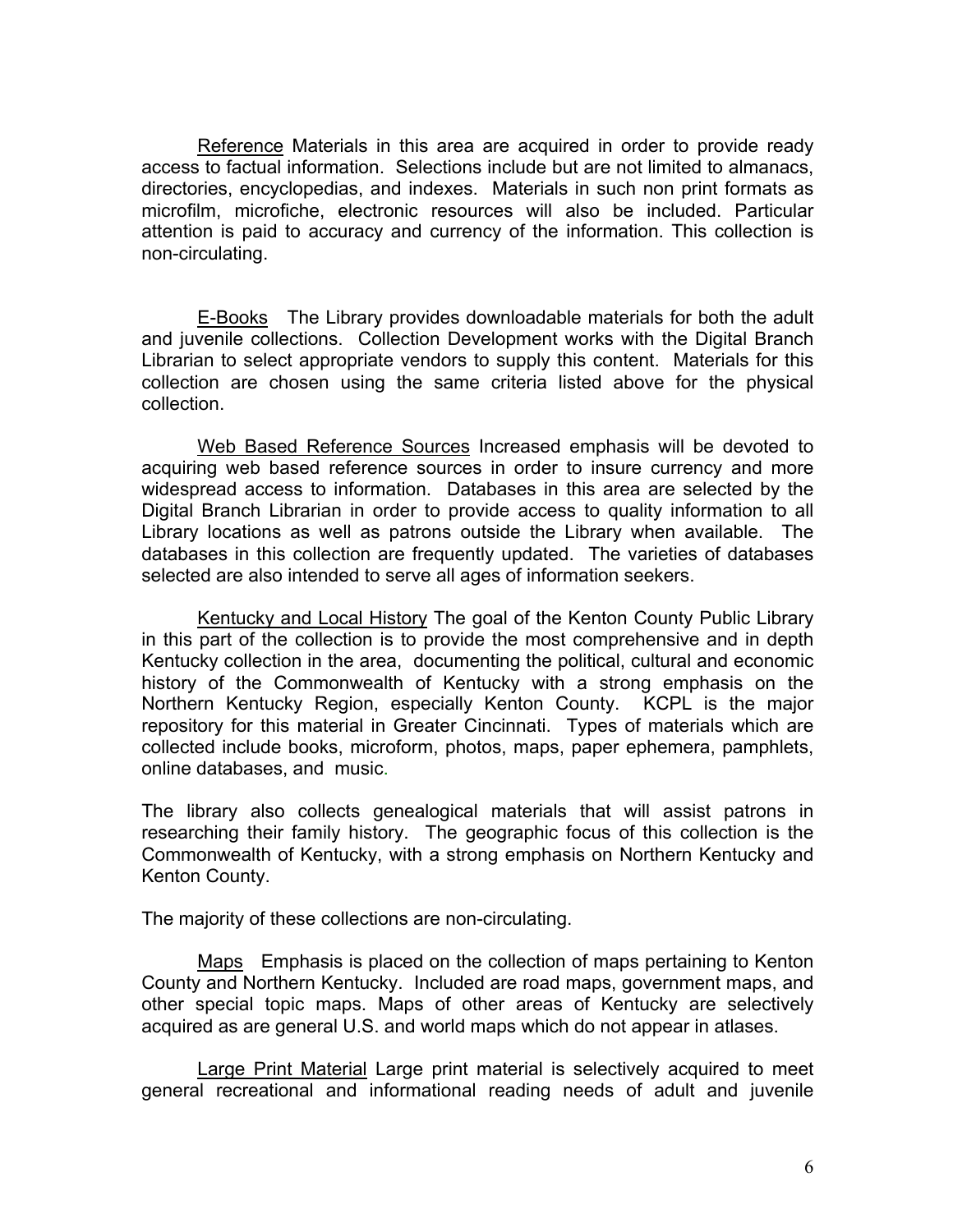<u>Reference</u> Materials in this area are acquired in order to provide ready access to factual information. Selections include but are not limited to almanacs, directories, encyclopedias, and indexes. Materials in such non print formats as microfilm, microfiche, electronic resources will also be included. Particular attention is paid to accuracy and currency of the information. This collection is non-circulating.

<u>E-Books</u> The Library provides downloadable materials for both the adult and juvenile collections. Collection Development works with the Digital Branch Librarian to select appropriate vendors to supply this content. Materials for this collection are chosen using the same criteria listed above for the physical collection.

<u>Web Based Reference Sources</u> Increased emphasis will be devoted to acquiring web based reference sources in order to insure currency and more widespread access to information. Databases in this area are selected by the Digital Branch Librarian in order to provide access to quality information to all Library locations as well as patrons outside the Library when available. The databases in this collection are frequently updated. The varieties of databases selected are also intended to serve all ages of information seekers.

<u>Kentucky and Local History</u> The goal of the Kenton County Public Library in this part of the collection is to provide the most comprehensive and in depth Kentucky collection in the area, documenting the political, cultural and economic history of the Commonwealth of Kentucky with a strong emphasis on the Northern Kentucky Region, especially Kenton County. KCPL is the major repository for this material in Greater Cincinnati. Types of materials which are collected include books, microform, photos, maps, paper ephemera, pamphlets, online databases, and music.

The library also collects genealogical materials that will assist patrons in researching their family history. The geographic focus of this collection is the Commonwealth of Kentucky, with a strong emphasis on Northern Kentucky and Kenton County.

The majority of these collections are non-circulating.

<u>Maps</u> Emphasis is placed on the collection of maps pertaining to Kenton County and Northern Kentucky. Included are road maps, government maps, and other special topic maps. Maps of other areas of Kentucky are selectively acquired as are general U.S. and world maps which do not appear in atlases.

<u>Large Print Material</u> Large print material is selectively acquired to meet general recreational and informational reading needs of adult and juvenile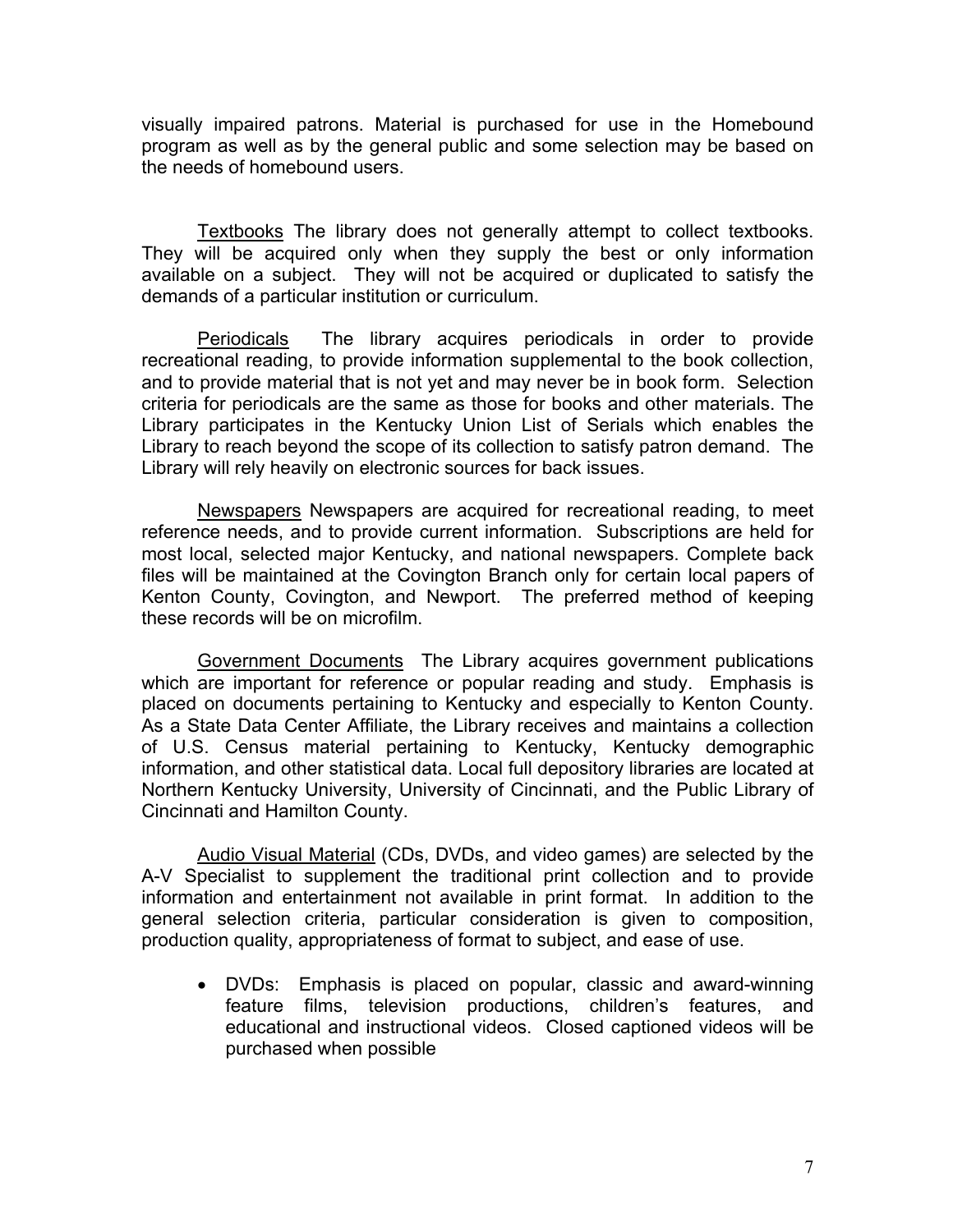visually impaired patrons. Material is purchased for use in the Homebound program as well as by the general public and some selection may be based on the needs of homebound users.

<u>Textbooks</u> The library does not generally attempt to collect textbooks. They will be acquired only when they supply the best or only information available on a subject. They will not be acquired or duplicated to satisfy the demands of a particular institution or curriculum.

<u>Periodicals</u> The library acquires periodicals in order to provide recreational reading, to provide information supplemental to the book collection, and to provide material that is not yet and may never be in book form. Selection criteria for periodicals are the same as those for books and other materials. The Library participates in the Kentucky Union List of Serials which enables the Library to reach beyond the scope of its collection to satisfy patron demand. The Library will rely heavily on electronic sources for back issues.

<u>Newspapers</u> Newspapers are acquired for recreational reading, to meet reference needs, and to provide current information. Subscriptions are held for most local, selected major Kentucky, and national newspapers. Complete back files will be maintained at the Covington Branch only for certain local papers of Kenton County, Covington, and Newport. The preferred method of keeping these records will be on microfilm.

<u>Government Documents</u> The Library acquires government publications which are important for reference or popular reading and study. Emphasis is placed on documents pertaining to Kentucky and especially to Kenton County. As a State Data Center Affiliate, the Library receives and maintains a collection of U.S. Census material pertaining to Kentucky, Kentucky demographic information, and other statistical data. Local full depository libraries are located at Northern Kentucky University, University of Cincinnati, and the Public Library of Cincinnati and Hamilton County.

<u>Audio Visual Material</u> (CDs, DVDs, and video games) are selected by the A-V Specialist to supplement the traditional print collection and to provide information and entertainment not available in print format. In addition to the general selection criteria, particular consideration is given to composition, production quality, appropriateness of format to subject, and ease of use.

- DVDs: Emphasis is placed on popular, classic and award-winning feature films, television productions, children's features, and educational and instructional videos. Closed captioned videos will be purchased when possible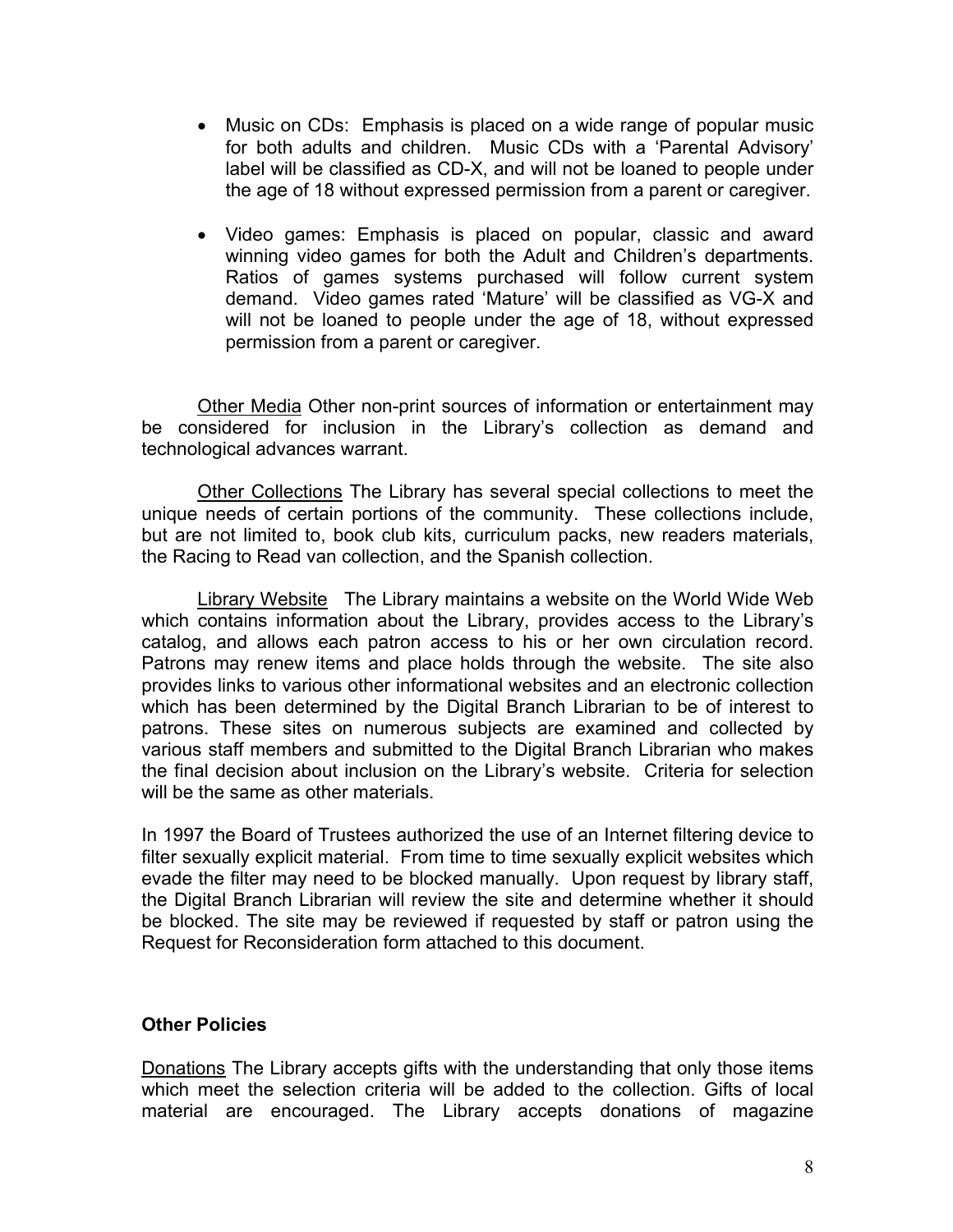- Music on CDs: Emphasis is placed on a wide range of popular music for both adults and children. Music CDs with a 'Parental Advisory' label will be classified as CD-X, and will not be loaned to people under the age of 18 without expressed permission from a parent or caregiver.

- Video games: Emphasis is placed on popular, classic and award winning video games for both the Adult and Children's departments. Ratios of games systems purchased will follow current system demand. Video games rated 'Mature' will be classified as VG-X and will not be loaned to people under the age of 18, without expressed permission from a parent or caregiver.

<u>Other Media</u> Other non-print sources of information or entertainment may be considered for inclusion in the Library's collection as demand and technological advances warrant.

<u>Other Collections</u> The Library has several special collections to meet the unique needs of certain portions of the community. These collections include, but are not limited to, book club kits, curriculum packs, new readers materials, the Racing to Read van collection, and the Spanish collection.

<u>Library Website</u> The Library maintains a website on the World Wide Web which contains information about the Library, provides access to the Library's catalog, and allows each patron access to his or her own circulation record. Patrons may renew items and place holds through the website. The site also provides links to various other informational websites and an electronic collection which has been determined by the Digital Branch Librarian to be of interest to patrons. These sites on numerous subjects are examined and collected by various staff members and submitted to the Digital Branch Librarian who makes the final decision about inclusion on the Library's website. Criteria for selection will be the same as other materials.

In 1997 the Board of Trustees authorized the use of an Internet filtering device to filter sexually explicit material. From time to time sexually explicit websites which evade the filter may need to be blocked manually. Upon request by library staff, the Digital Branch Librarian will review the site and determine whether it should be blocked. The site may be reviewed if requested by staff or patron using the Request for Reconsideration form attached to this document.

**Other Policies**

<u>Donations</u> The Library accepts gifts with the understanding that only those items which meet the selection criteria will be added to the collection. Gifts of local material are encouraged. The Library accepts donations of magazine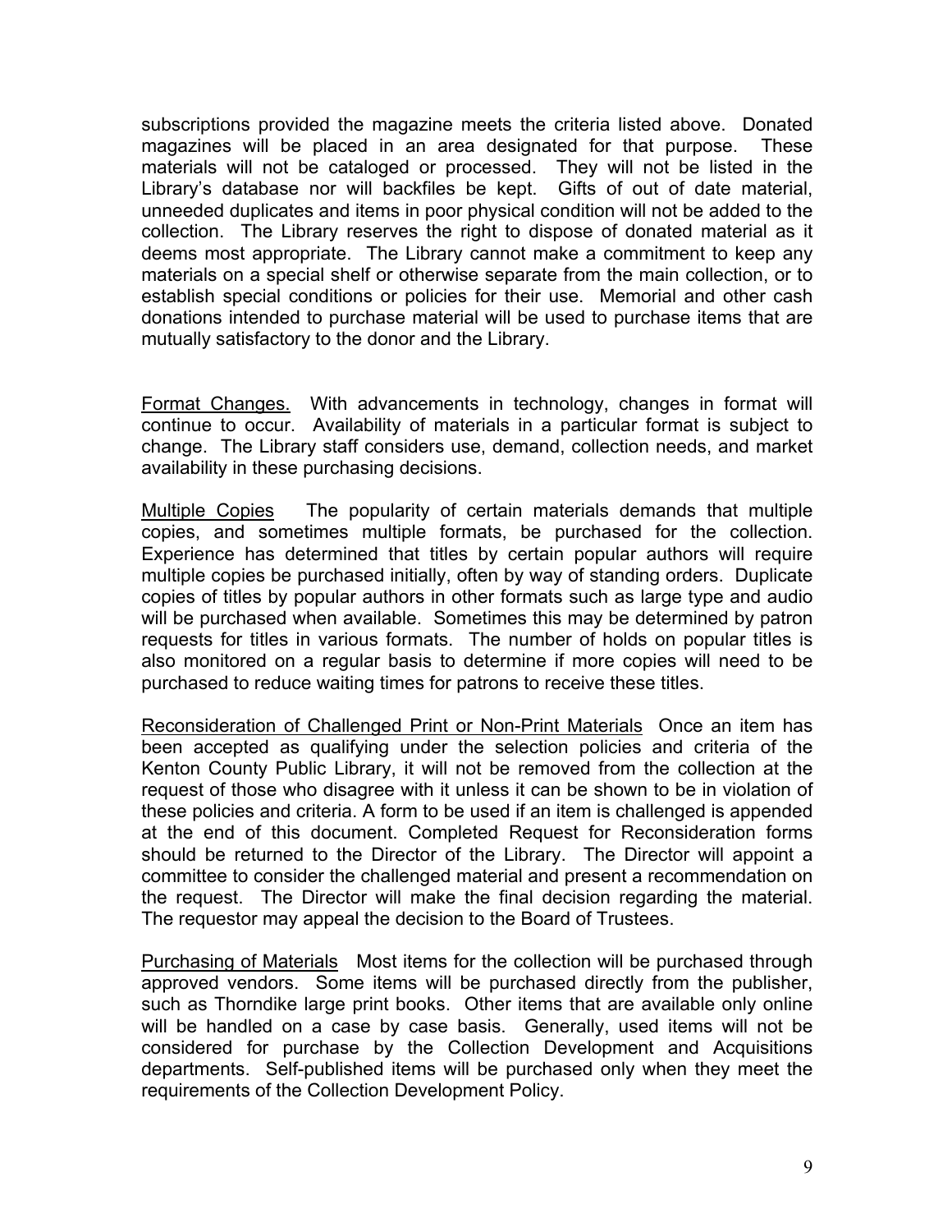subscriptions provided the magazine meets the criteria listed above. Donated magazines will be placed in an area designated for that purpose. These materials will not be cataloged or processed. They will not be listed in the Library's database nor will backfiles be kept. Gifts of out of date material, unneeded duplicates and items in poor physical condition will not be added to the collection. The Library reserves the right to dispose of donated material as it deems most appropriate. The Library cannot make a commitment to keep any materials on a special shelf or otherwise separate from the main collection, or to establish special conditions or policies for their use. Memorial and other cash donations intended to purchase material will be used to purchase items that are mutually satisfactory to the donor and the Library.

<u>Format Changes.</u> With advancements in technology, changes in format will continue to occur. Availability of materials in a particular format is subject to change. The Library staff considers use, demand, collection needs, and market availability in these purchasing decisions.

<u>Multiple Copies</u> The popularity of certain materials demands that multiple copies, and sometimes multiple formats, be purchased for the collection. Experience has determined that titles by certain popular authors will require multiple copies be purchased initially, often by way of standing orders. Duplicate copies of titles by popular authors in other formats such as large type and audio will be purchased when available. Sometimes this may be determined by patron requests for titles in various formats. The number of holds on popular titles is also monitored on a regular basis to determine if more copies will need to be purchased to reduce waiting times for patrons to receive these titles.

<u>Reconsideration of Challenged Print or Non-Print Materials</u> Once an item has been accepted as qualifying under the selection policies and criteria of the Kenton County Public Library, it will not be removed from the collection at the request of those who disagree with it unless it can be shown to be in violation of these policies and criteria. A form to be used if an item is challenged is appended at the end of this document. Completed Request for Reconsideration forms should be returned to the Director of the Library. The Director will appoint a committee to consider the challenged material and present a recommendation on the request. The Director will make the final decision regarding the material. The requestor may appeal the decision to the Board of Trustees.

<u>Purchasing of Materials</u> Most items for the collection will be purchased through approved vendors. Some items will be purchased directly from the publisher, such as Thorndike large print books. Other items that are available only online will be handled on a case by case basis. Generally, used items will not be considered for purchase by the Collection Development and Acquisitions departments. Self-published items will be purchased only when they meet the requirements of the Collection Development Policy.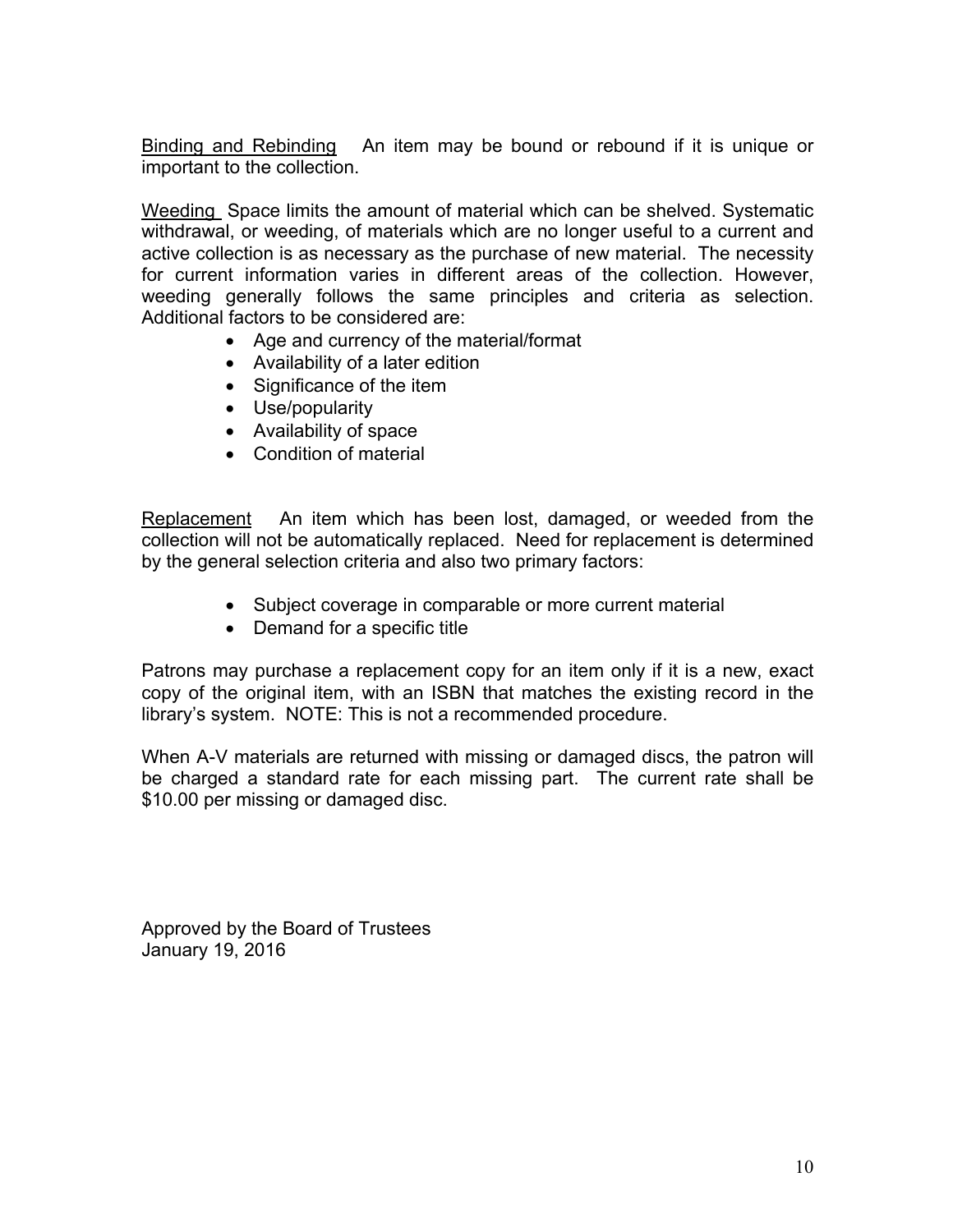<u>Binding and Rebinding</u> An item may be bound or rebound if it is unique or important to the collection.

<u>Weeding</u> Space limits the amount of material which can be shelved. Systematic withdrawal, or weeding, of materials which are no longer useful to a current and active collection is as necessary as the purchase of new material. The necessity for current information varies in different areas of the collection. However, weeding generally follows the same principles and criteria as selection. Additional factors to be considered are:

- Age and currency of the material/format
- Availability of a later edition
- Significance of the item
- Use/popularity
- Availability of space
- Condition of material

<u>Replacement</u> An item which has been lost, damaged, or weeded from the collection will not be automatically replaced. Need for replacement is determined by the general selection criteria and also two primary factors:

- Subject coverage in comparable or more current material
- Demand for a specific title

Patrons may purchase a replacement copy for an item only if it is a new, exact copy of the original item, with an ISBN that matches the existing record in the library's system. NOTE: This is not a recommended procedure.

When A-V materials are returned with missing or damaged discs, the patron will be charged a standard rate for each missing part. The current rate shall be $10.00 per missing or damaged disc.

Approved by the Board of Trustees
January 19, 2016